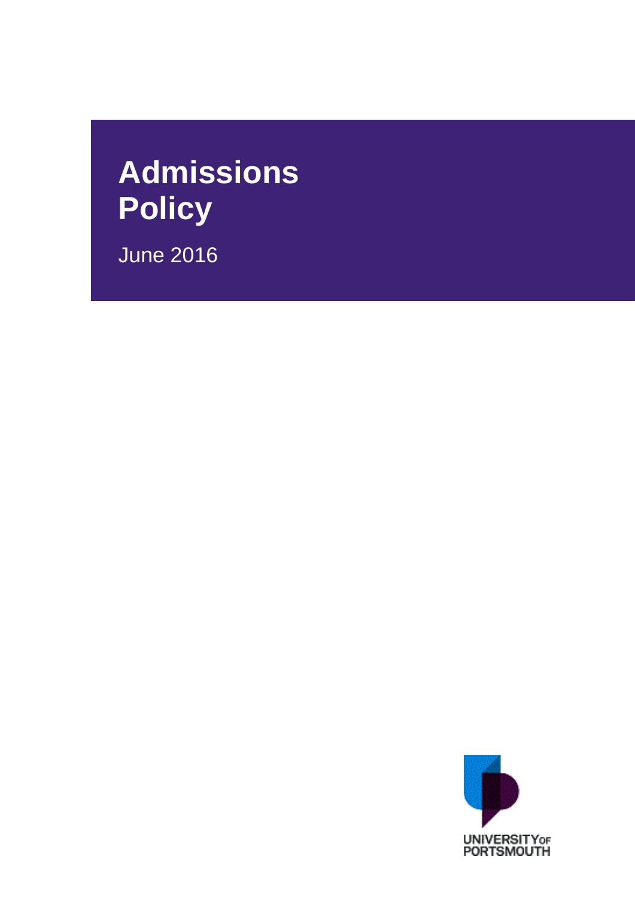# Admissions Policy

June 2016

UNIVERSITY OF PORTSMOUTH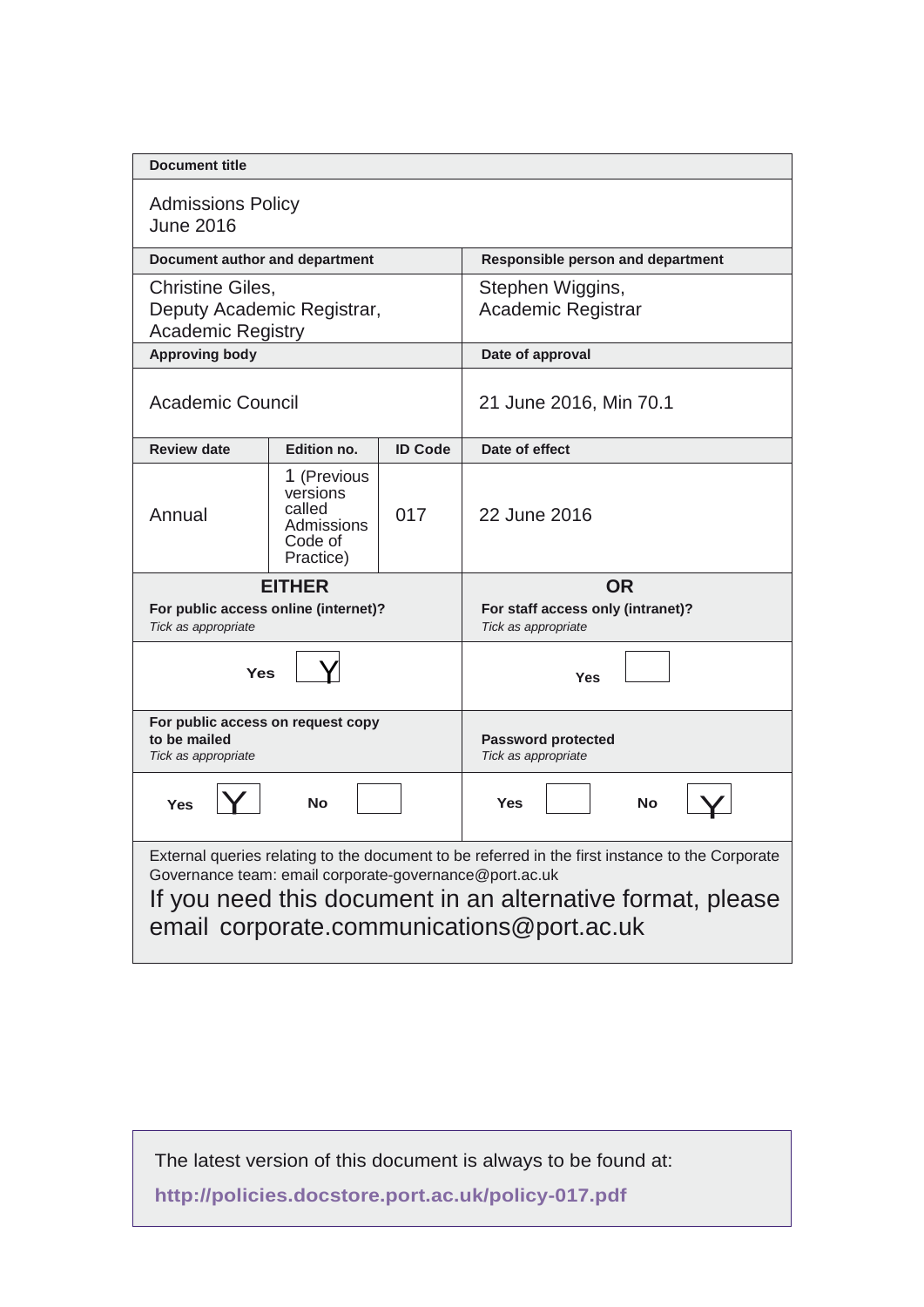| Document title | | | |
|---|---|---|---|
| Admissions Policy<br>June 2016 | | | |
| **Document author and department** | | | **Responsible person and department** |
| Christine Giles,<br>Deputy Academic Registrar,<br>Academic Registry | | | Stephen Wiggins,<br>Academic Registrar |
| **Approving body** | | | **Date of approval** |
| Academic Council | | | 21 June 2016, Min 70.1 |
| **Review date** | **Edition no.** | **ID Code** | **Date of effect** |
| Annual | 1 (Previous versions called Admissions Code of Practice) | 017 | 22 June 2016 |

| **EITHER** | **OR** |
|---|---|
| **For public access online (internet)?**<br>*Tick as appropriate* | **For staff access only (intranet)?**<br>*Tick as appropriate* |
| **Yes** Y | **Yes** |
| **For public access on request copy to be mailed**<br>*Tick as appropriate* | **Password protected**<br>*Tick as appropriate* |
| **Yes** Y **No** | **Yes** **No** Y |

External queries relating to the document to be referred in the first instance to the Corporate Governance team: email corporate-governance@port.ac.uk

If you need this document in an alternative format, please email corporate.communications@port.ac.uk

The latest version of this document is always to be found at:

**http://policies.docstore.port.ac.uk/policy-017.pdf**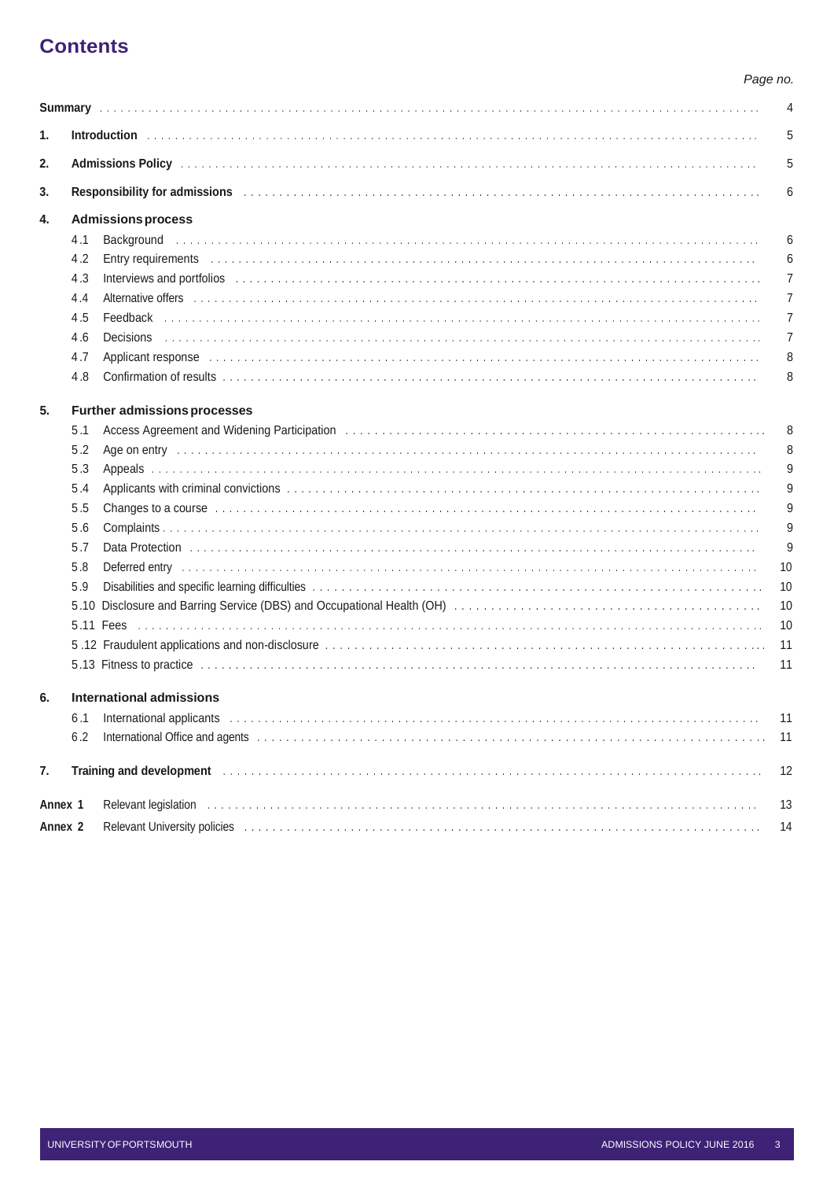# Contents

| | | Page no. |
|---|---|---|
| **Summary** | | 4 |
| **1.** | **Introduction** | 5 |
| **2.** | **Admissions Policy** | 5 |
| **3.** | **Responsibility for admissions** | 6 |
| **4.** | **Admissions process** | |
| 4.1 | Background | 6 |
| 4.2 | Entry requirements | 6 |
| 4.3 | Interviews and portfolios | 7 |
| 4.4 | Alternative offers | 7 |
| 4.5 | Feedback | 7 |
| 4.6 | Decisions | 7 |
| 4.7 | Applicant response | 8 |
| 4.8 | Confirmation of results | 8 |
| **5.** | **Further admissions processes** | |
| 5.1 | Access Agreement and Widening Participation | 8 |
| 5.2 | Age on entry | 8 |
| 5.3 | Appeals | 9 |
| 5.4 | Applicants with criminal convictions | 9 |
| 5.5 | Changes to a course | 9 |
| 5.6 | Complaints | 9 |
| 5.7 | Data Protection | 9 |
| 5.8 | Deferred entry | 10 |
| 5.9 | Disabilities and specific learning difficulties | 10 |
| 5.10 | Disclosure and Barring Service (DBS) and Occupational Health (OH) | 10 |
| 5.11 | Fees | 10 |
| 5 .12 | Fraudulent applications and non-disclosure | 11 |
| 5.13 | Fitness to practice | 11 |
| **6.** | **International admissions** | |
| 6.1 | International applicants | 11 |
| 6.2 | International Office and agents | 11 |
| **7.** | **Training and development** | 12 |
| **Annex 1** | Relevant legislation | 13 |
| **Annex 2** | Relevant University policies | 14 |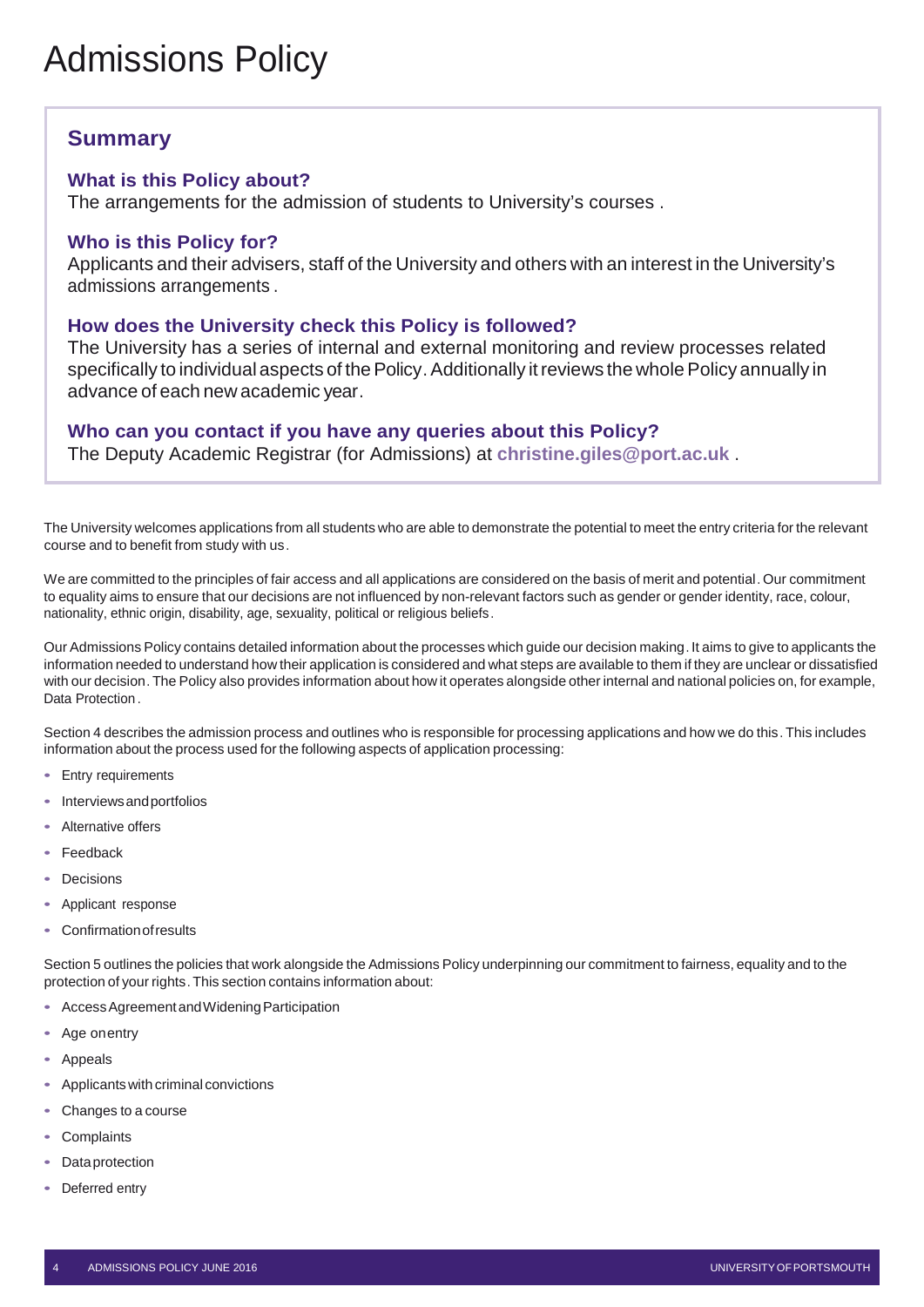# Admissions Policy

## Summary

### What is this Policy about?

The arrangements for the admission of students to University's courses .

### Who is this Policy for?

Applicants and their advisers, staff of the University and others with an interest in the University's admissions arrangements .

### How does the University check this Policy is followed?

The University has a series of internal and external monitoring and review processes related specifically to individual aspects of the Policy. Additionally it reviews the whole Policy annually in advance of each new academic year.

### Who can you contact if you have any queries about this Policy?

The Deputy Academic Registrar (for Admissions) at **christine.giles@port.ac.uk** .

The University welcomes applications from all students who are able to demonstrate the potential to meet the entry criteria for the relevant course and to benefit from study with us.

We are committed to the principles of fair access and all applications are considered on the basis of merit and potential. Our commitment to equality aims to ensure that our decisions are not influenced by non-relevant factors such as gender or gender identity, race, colour, nationality, ethnic origin, disability, age, sexuality, political or religious beliefs.

Our Admissions Policy contains detailed information about the processes which guide our decision making. It aims to give to applicants the information needed to understand how their application is considered and what steps are available to them if they are unclear or dissatisfied with our decision. The Policy also provides information about how it operates alongside other internal and national policies on, for example, Data Protection.

Section 4 describes the admission process and outlines who is responsible for processing applications and how we do this. This includes information about the process used for the following aspects of application processing:

- Entry requirements
- Interviews and portfolios
- Alternative offers
- Feedback
- Decisions
- Applicant response
- Confirmation of results

Section 5 outlines the policies that work alongside the Admissions Policy underpinning our commitment to fairness, equality and to the protection of your rights. This section contains information about:

- Access Agreement and Widening Participation
- Age on entry
- Appeals
- Applicants with criminal convictions
- Changes to a course
- Complaints
- Data protection
- Deferred entry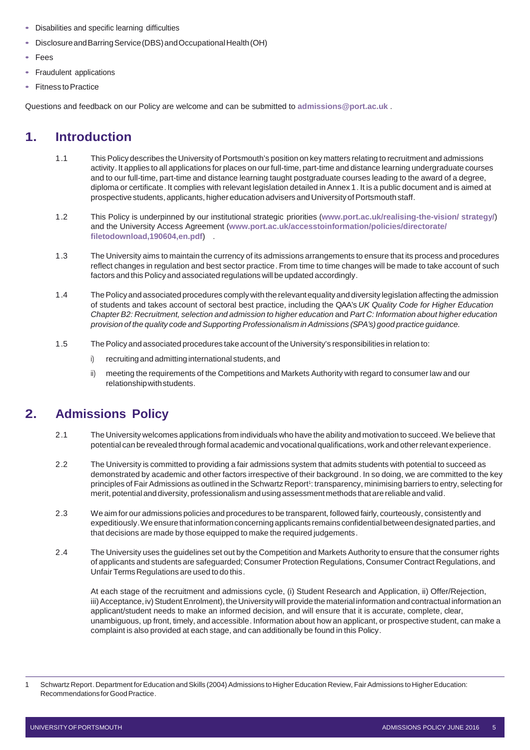- Disabilities and specific learning difficulties
- Disclosure and Barring Service (DBS) and Occupational Health (OH)
- Fees
- Fraudulent applications
- Fitness to Practice

Questions and feedback on our Policy are welcome and can be submitted to **admissions@port.ac.uk** .

## 1. Introduction

1.1 This Policy describes the University of Portsmouth's position on key matters relating to recruitment and admissions activity. It applies to all applications for places on our full-time, part-time and distance learning undergraduate courses and to our full-time, part-time and distance learning taught postgraduate courses leading to the award of a degree, diploma or certificate. It complies with relevant legislation detailed in Annex 1. It is a public document and is aimed at prospective students, applicants, higher education advisers and University of Portsmouth staff.

1.2 This Policy is underpinned by our institutional strategic priorities (**www.port.ac.uk/realising-the-vision/ strategy/**) and the University Access Agreement (**www.port.ac.uk/accesstoinformation/policies/directorate/ filetodownload,190604,en.pdf**) .

1.3 The University aims to maintain the currency of its admissions arrangements to ensure that its process and procedures reflect changes in regulation and best sector practice. From time to time changes will be made to take account of such factors and this Policy and associated regulations will be updated accordingly.

1.4 The Policy and associated procedures comply with the relevant equality and diversity legislation affecting the admission of students and takes account of sectoral best practice, including the QAA's *UK Quality Code for Higher Education Chapter B2: Recruitment, selection and admission to higher education* and *Part C: Information about higher education provision of the quality code and Supporting Professionalism in Admissions (SPA's) good practice guidance.*

1.5 The Policy and associated procedures take account of the University's responsibilities in relation to:

i) recruiting and admitting international students, and

ii) meeting the requirements of the Competitions and Markets Authority with regard to consumer law and our relationship with students.

## 2. Admissions Policy

2.1 The University welcomes applications from individuals who have the ability and motivation to succeed. We believe that potential can be revealed through formal academic and vocational qualifications, work and other relevant experience.

2.2 The University is committed to providing a fair admissions system that admits students with potential to succeed as demonstrated by academic and other factors irrespective of their background. In so doing, we are committed to the key principles of Fair Admissions as outlined in the Schwartz Report[1]: transparency, minimising barriers to entry, selecting for merit, potential and diversity, professionalism and using assessment methods that are reliable and valid.

2.3 We aim for our admissions policies and procedures to be transparent, followed fairly, courteously, consistently and expeditiously. We ensure that information concerning applicants remains confidential between designated parties, and that decisions are made by those equipped to make the required judgements.

2.4 The University uses the guidelines set out by the Competition and Markets Authority to ensure that the consumer rights of applicants and students are safeguarded; Consumer Protection Regulations, Consumer Contract Regulations, and Unfair Terms Regulations are used to do this.

At each stage of the recruitment and admissions cycle, (i) Student Research and Application, ii) Offer/Rejection, iii) Acceptance, iv) Student Enrolment), the University will provide the material information and contractual information an applicant/student needs to make an informed decision, and will ensure that it is accurate, complete, clear, unambiguous, up front, timely, and accessible. Information about how an applicant, or prospective student, can make a complaint is also provided at each stage, and can additionally be found in this Policy.

---

1 Schwartz Report. Department for Education and Skills (2004) Admissions to Higher Education Review, Fair Admissions to Higher Education: Recommendations for Good Practice.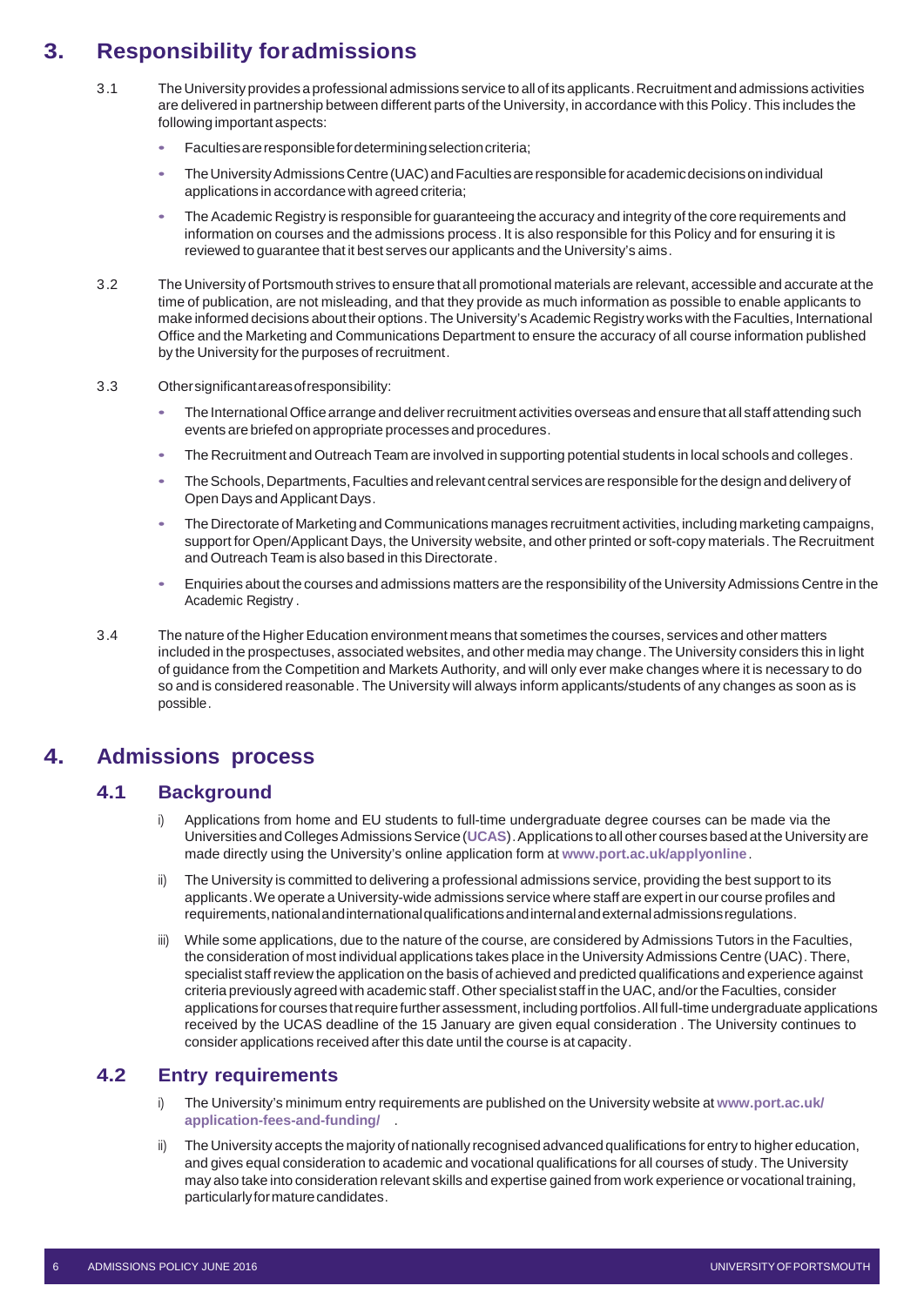## 3. Responsibility for admissions

3.1 The University provides a professional admissions service to all of its applicants. Recruitment and admissions activities are delivered in partnership between different parts of the University, in accordance with this Policy. This includes the following important aspects:

- Faculties are responsible for determining selection criteria;
- The University Admissions Centre (UAC) and Faculties are responsible for academic decisions on individual applications in accordance with agreed criteria;
- The Academic Registry is responsible for guaranteeing the accuracy and integrity of the core requirements and information on courses and the admissions process. It is also responsible for this Policy and for ensuring it is reviewed to guarantee that it best serves our applicants and the University's aims.

3.2 The University of Portsmouth strives to ensure that all promotional materials are relevant, accessible and accurate at the time of publication, are not misleading, and that they provide as much information as possible to enable applicants to make informed decisions about their options. The University's Academic Registry works with the Faculties, International Office and the Marketing and Communications Department to ensure the accuracy of all course information published by the University for the purposes of recruitment.

3.3 Other significant areas of responsibility:

- The International Office arrange and deliver recruitment activities overseas and ensure that all staff attending such events are briefed on appropriate processes and procedures.
- The Recruitment and Outreach Team are involved in supporting potential students in local schools and colleges.
- The Schools, Departments, Faculties and relevant central services are responsible for the design and delivery of Open Days and Applicant Days.
- The Directorate of Marketing and Communications manages recruitment activities, including marketing campaigns, support for Open/Applicant Days, the University website, and other printed or soft-copy materials. The Recruitment and Outreach Team is also based in this Directorate.
- Enquiries about the courses and admissions matters are the responsibility of the University Admissions Centre in the Academic Registry.

3.4 The nature of the Higher Education environment means that sometimes the courses, services and other matters included in the prospectuses, associated websites, and other media may change. The University considers this in light of guidance from the Competition and Markets Authority, and will only ever make changes where it is necessary to do so and is considered reasonable. The University will always inform applicants/students of any changes as soon as is possible.

## 4. Admissions process

### 4.1 Background

i) Applications from home and EU students to full-time undergraduate degree courses can be made via the Universities and Colleges Admissions Service (**UCAS**). Applications to all other courses based at the University are made directly using the University's online application form at **www.port.ac.uk/applyonline**.

ii) The University is committed to delivering a professional admissions service, providing the best support to its applicants. We operate a University-wide admissions service where staff are expert in our course profiles and requirements, national and international qualifications and internal and external admissions regulations.

iii) While some applications, due to the nature of the course, are considered by Admissions Tutors in the Faculties, the consideration of most individual applications takes place in the University Admissions Centre (UAC). There, specialist staff review the application on the basis of achieved and predicted qualifications and experience against criteria previously agreed with academic staff. Other specialist staff in the UAC, and/or the Faculties, consider applications for courses that require further assessment, including portfolios. All full-time undergraduate applications received by the UCAS deadline of the 15 January are given equal consideration. The University continues to consider applications received after this date until the course is at capacity.

### 4.2 Entry requirements

i) The University's minimum entry requirements are published on the University website at **www.port.ac.uk/application-fees-and-funding/**.

ii) The University accepts the majority of nationally recognised advanced qualifications for entry to higher education, and gives equal consideration to academic and vocational qualifications for all courses of study. The University may also take into consideration relevant skills and expertise gained from work experience or vocational training, particularly for mature candidates.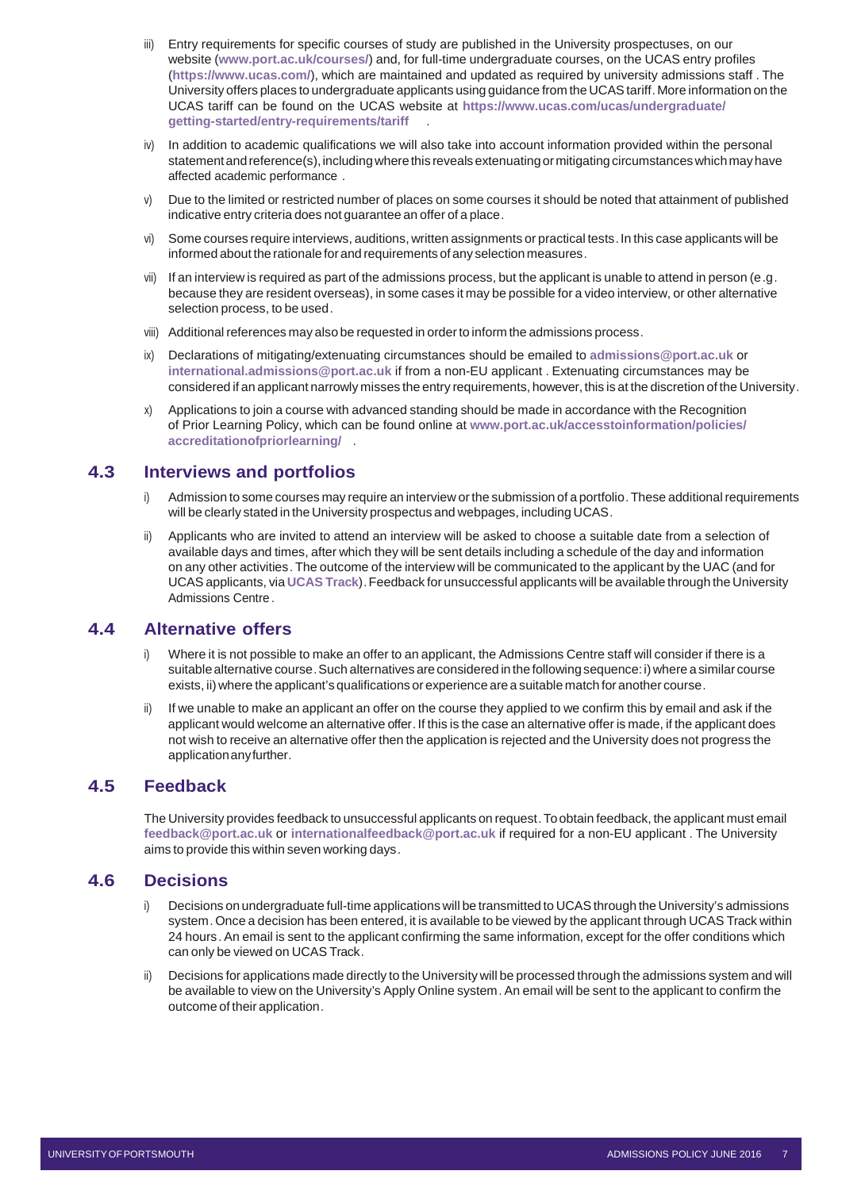iii) Entry requirements for specific courses of study are published in the University prospectuses, on our website (**www.port.ac.uk/courses/**) and, for full-time undergraduate courses, on the UCAS entry profiles (**https://www.ucas.com/**), which are maintained and updated as required by university admissions staff . The University offers places to undergraduate applicants using guidance from the UCAS tariff. More information on the UCAS tariff can be found on the UCAS website at **https://www.ucas.com/ucas/undergraduate/getting-started/entry-requirements/tariff** .

iv) In addition to academic qualifications we will also take into account information provided within the personal statement and reference(s), including where this reveals extenuating or mitigating circumstances which may have affected academic performance .

v) Due to the limited or restricted number of places on some courses it should be noted that attainment of published indicative entry criteria does not guarantee an offer of a place.

vi) Some courses require interviews, auditions, written assignments or practical tests. In this case applicants will be informed about the rationale for and requirements of any selection measures.

vii) If an interview is required as part of the admissions process, but the applicant is unable to attend in person (e.g. because they are resident overseas), in some cases it may be possible for a video interview, or other alternative selection process, to be used.

viii) Additional references may also be requested in order to inform the admissions process.

ix) Declarations of mitigating/extenuating circumstances should be emailed to **admissions@port.ac.uk** or **international.admissions@port.ac.uk** if from a non-EU applicant . Extenuating circumstances may be considered if an applicant narrowly misses the entry requirements, however, this is at the discretion of the University.

x) Applications to join a course with advanced standing should be made in accordance with the Recognition of Prior Learning Policy, which can be found online at **www.port.ac.uk/accesstoinformation/policies/accreditationofpriorlearning/** .

## 4.3 Interviews and portfolios

i) Admission to some courses may require an interview or the submission of a portfolio. These additional requirements will be clearly stated in the University prospectus and webpages, including UCAS.

ii) Applicants who are invited to attend an interview will be asked to choose a suitable date from a selection of available days and times, after which they will be sent details including a schedule of the day and information on any other activities. The outcome of the interview will be communicated to the applicant by the UAC (and for UCAS applicants, via **UCAS Track**). Feedback for unsuccessful applicants will be available through the University Admissions Centre.

## 4.4 Alternative offers

i) Where it is not possible to make an offer to an applicant, the Admissions Centre staff will consider if there is a suitable alternative course. Such alternatives are considered in the following sequence: i) where a similar course exists, ii) where the applicant's qualifications or experience are a suitable match for another course.

ii) If we unable to make an applicant an offer on the course they applied to we confirm this by email and ask if the applicant would welcome an alternative offer. If this is the case an alternative offer is made, if the applicant does not wish to receive an alternative offer then the application is rejected and the University does not progress the application any further.

## 4.5 Feedback

The University provides feedback to unsuccessful applicants on request. To obtain feedback, the applicant must email **feedback@port.ac.uk** or **internationalfeedback@port.ac.uk** if required for a non-EU applicant . The University aims to provide this within seven working days.

## 4.6 Decisions

i) Decisions on undergraduate full-time applications will be transmitted to UCAS through the University's admissions system. Once a decision has been entered, it is available to be viewed by the applicant through UCAS Track within 24 hours. An email is sent to the applicant confirming the same information, except for the offer conditions which can only be viewed on UCAS Track.

ii) Decisions for applications made directly to the University will be processed through the admissions system and will be available to view on the University's Apply Online system. An email will be sent to the applicant to confirm the outcome of their application.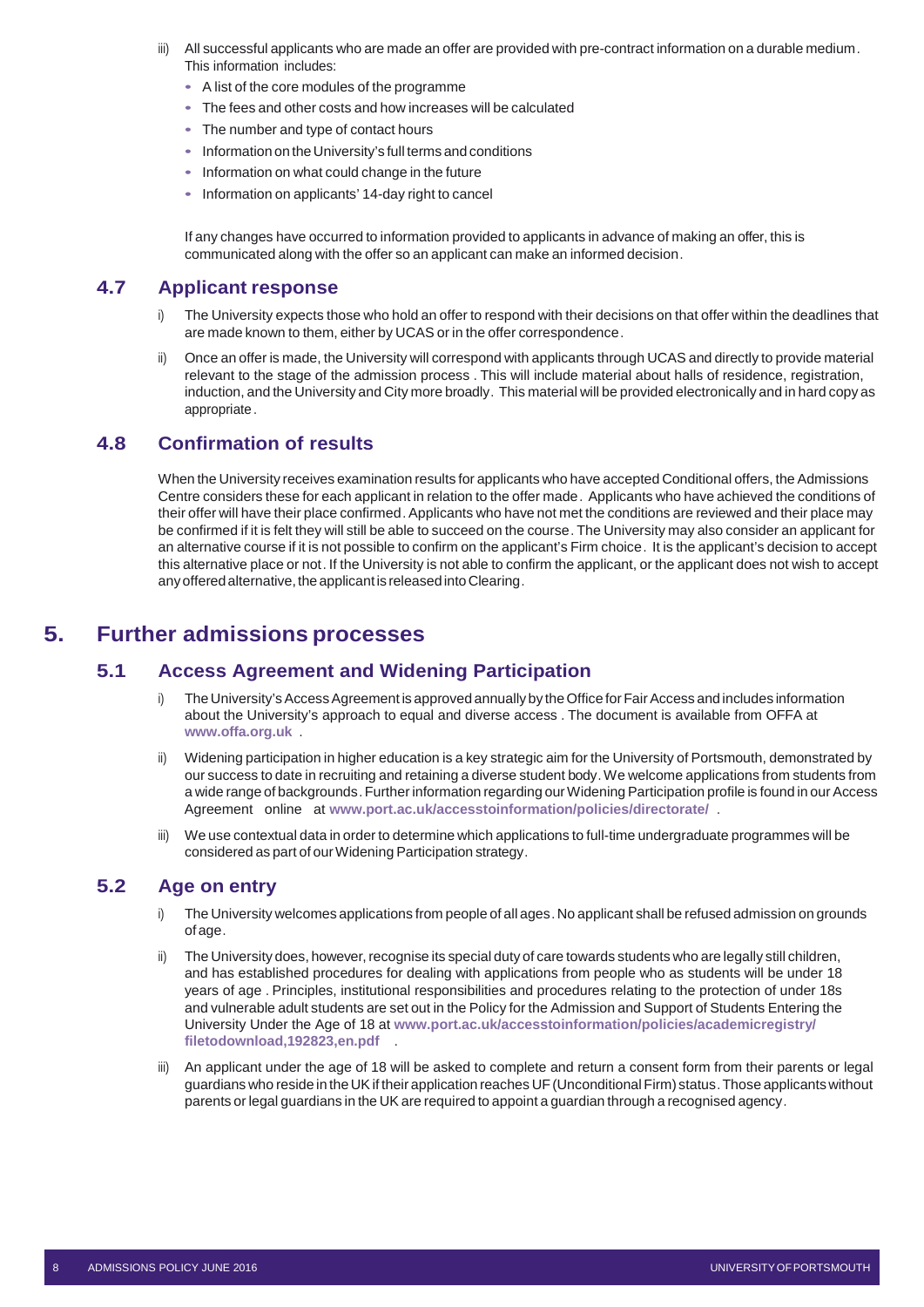iii) All successful applicants who are made an offer are provided with pre-contract information on a durable medium. This information includes:

- A list of the core modules of the programme
- The fees and other costs and how increases will be calculated
- The number and type of contact hours
- Information on the University's full terms and conditions
- Information on what could change in the future
- Information on applicants' 14-day right to cancel

If any changes have occurred to information provided to applicants in advance of making an offer, this is communicated along with the offer so an applicant can make an informed decision.

### 4.7 Applicant response

i) The University expects those who hold an offer to respond with their decisions on that offer within the deadlines that are made known to them, either by UCAS or in the offer correspondence.

ii) Once an offer is made, the University will correspond with applicants through UCAS and directly to provide material relevant to the stage of the admission process. This will include material about halls of residence, registration, induction, and the University and City more broadly. This material will be provided electronically and in hard copy as appropriate.

### 4.8 Confirmation of results

When the University receives examination results for applicants who have accepted Conditional offers, the Admissions Centre considers these for each applicant in relation to the offer made. Applicants who have achieved the conditions of their offer will have their place confirmed. Applicants who have not met the conditions are reviewed and their place may be confirmed if it is felt they will still be able to succeed on the course. The University may also consider an applicant for an alternative course if it is not possible to confirm on the applicant's Firm choice. It is the applicant's decision to accept this alternative place or not. If the University is not able to confirm the applicant, or the applicant does not wish to accept any offered alternative, the applicant is released into Clearing.

## 5. Further admissions processes

### 5.1 Access Agreement and Widening Participation

i) The University's Access Agreement is approved annually by the Office for Fair Access and includes information about the University's approach to equal and diverse access. The document is available from OFFA at **www.offa.org.uk**.

ii) Widening participation in higher education is a key strategic aim for the University of Portsmouth, demonstrated by our success to date in recruiting and retaining a diverse student body. We welcome applications from students from a wide range of backgrounds. Further information regarding our Widening Participation profile is found in our Access Agreement online at **www.port.ac.uk/accesstoinformation/policies/directorate/**.

iii) We use contextual data in order to determine which applications to full-time undergraduate programmes will be considered as part of our Widening Participation strategy.

### 5.2 Age on entry

i) The University welcomes applications from people of all ages. No applicant shall be refused admission on grounds of age.

ii) The University does, however, recognise its special duty of care towards students who are legally still children, and has established procedures for dealing with applications from people who as students will be under 18 years of age. Principles, institutional responsibilities and procedures relating to the protection of under 18s and vulnerable adult students are set out in the Policy for the Admission and Support of Students Entering the University Under the Age of 18 at **www.port.ac.uk/accesstoinformation/policies/academicregistry/filetodownload,192823,en.pdf**.

iii) An applicant under the age of 18 will be asked to complete and return a consent form from their parents or legal guardians who reside in the UK if their application reaches UF (Unconditional Firm) status. Those applicants without parents or legal guardians in the UK are required to appoint a guardian through a recognised agency.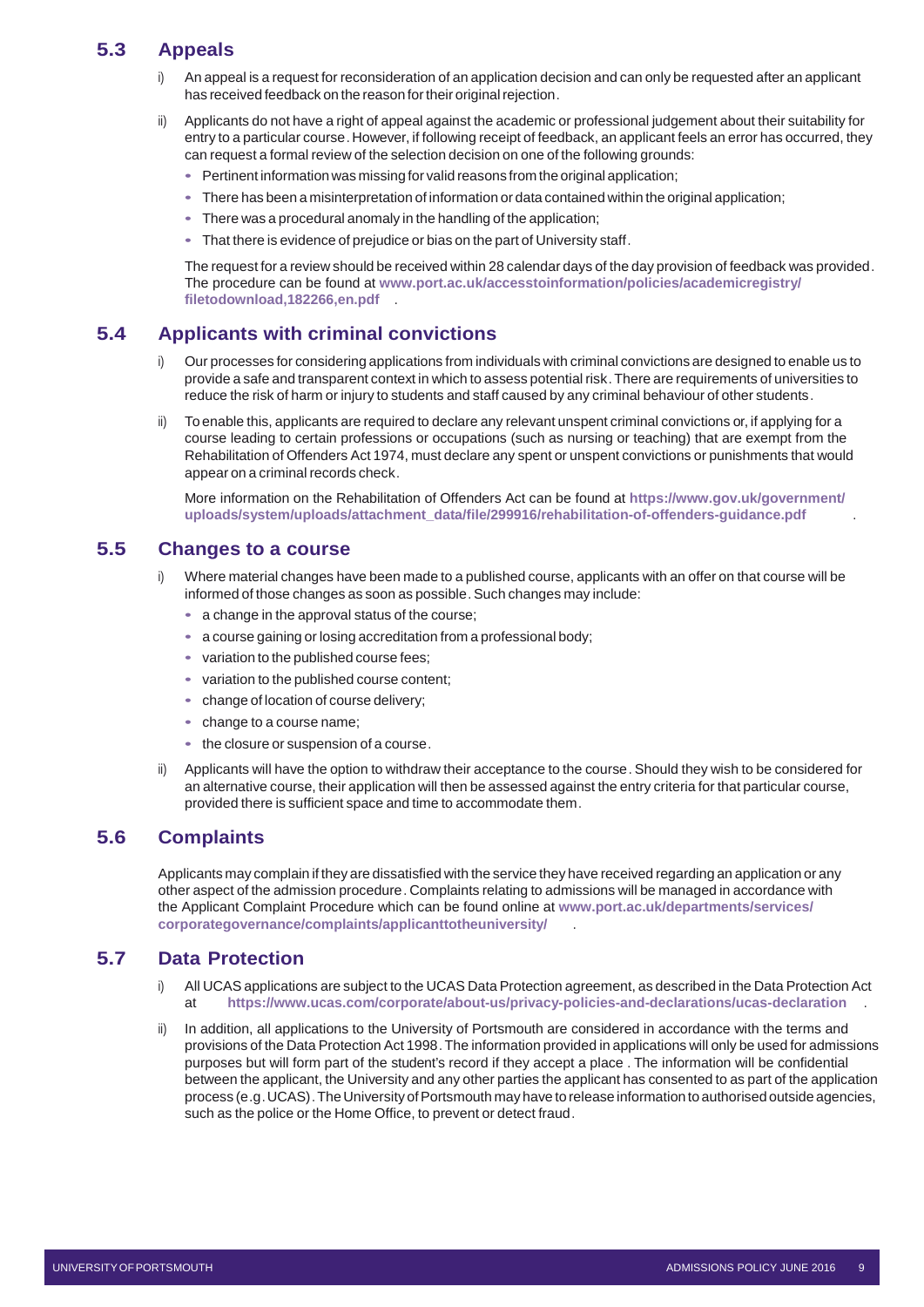## 5.3 Appeals

i) An appeal is a request for reconsideration of an application decision and can only be requested after an applicant has received feedback on the reason for their original rejection.

ii) Applicants do not have a right of appeal against the academic or professional judgement about their suitability for entry to a particular course. However, if following receipt of feedback, an applicant feels an error has occurred, they can request a formal review of the selection decision on one of the following grounds:

- Pertinent information was missing for valid reasons from the original application;
- There has been a misinterpretation of information or data contained within the original application;
- There was a procedural anomaly in the handling of the application;
- That there is evidence of prejudice or bias on the part of University staff.

The request for a review should be received within 28 calendar days of the day provision of feedback was provided. The procedure can be found at **www.port.ac.uk/accesstoinformation/policies/academicregistry/filetodownload,182266,en.pdf** .

## 5.4 Applicants with criminal convictions

i) Our processes for considering applications from individuals with criminal convictions are designed to enable us to provide a safe and transparent context in which to assess potential risk. There are requirements of universities to reduce the risk of harm or injury to students and staff caused by any criminal behaviour of other students.

ii) To enable this, applicants are required to declare any relevant unspent criminal convictions or, if applying for a course leading to certain professions or occupations (such as nursing or teaching) that are exempt from the Rehabilitation of Offenders Act 1974, must declare any spent or unspent convictions or punishments that would appear on a criminal records check.

More information on the Rehabilitation of Offenders Act can be found at **https://www.gov.uk/government/uploads/system/uploads/attachment_data/file/299916/rehabilitation-of-offenders-guidance.pdf** .

## 5.5 Changes to a course

i) Where material changes have been made to a published course, applicants with an offer on that course will be informed of those changes as soon as possible. Such changes may include:

- a change in the approval status of the course;
- a course gaining or losing accreditation from a professional body;
- variation to the published course fees;
- variation to the published course content;
- change of location of course delivery;
- change to a course name;
- the closure or suspension of a course.

ii) Applicants will have the option to withdraw their acceptance to the course. Should they wish to be considered for an alternative course, their application will then be assessed against the entry criteria for that particular course, provided there is sufficient space and time to accommodate them.

## 5.6 Complaints

Applicants may complain if they are dissatisfied with the service they have received regarding an application or any other aspect of the admission procedure. Complaints relating to admissions will be managed in accordance with the Applicant Complaint Procedure which can be found online at **www.port.ac.uk/departments/services/corporategovernance/complaints/applicanttotheuniversity/** .

## 5.7 Data Protection

i) All UCAS applications are subject to the UCAS Data Protection agreement, as described in the Data Protection Act at **https://www.ucas.com/corporate/about-us/privacy-policies-and-declarations/ucas-declaration** .

ii) In addition, all applications to the University of Portsmouth are considered in accordance with the terms and provisions of the Data Protection Act 1998. The information provided in applications will only be used for admissions purposes but will form part of the student's record if they accept a place . The information will be confidential between the applicant, the University and any other parties the applicant has consented to as part of the application process (e.g. UCAS). The University of Portsmouth may have to release information to authorised outside agencies, such as the police or the Home Office, to prevent or detect fraud.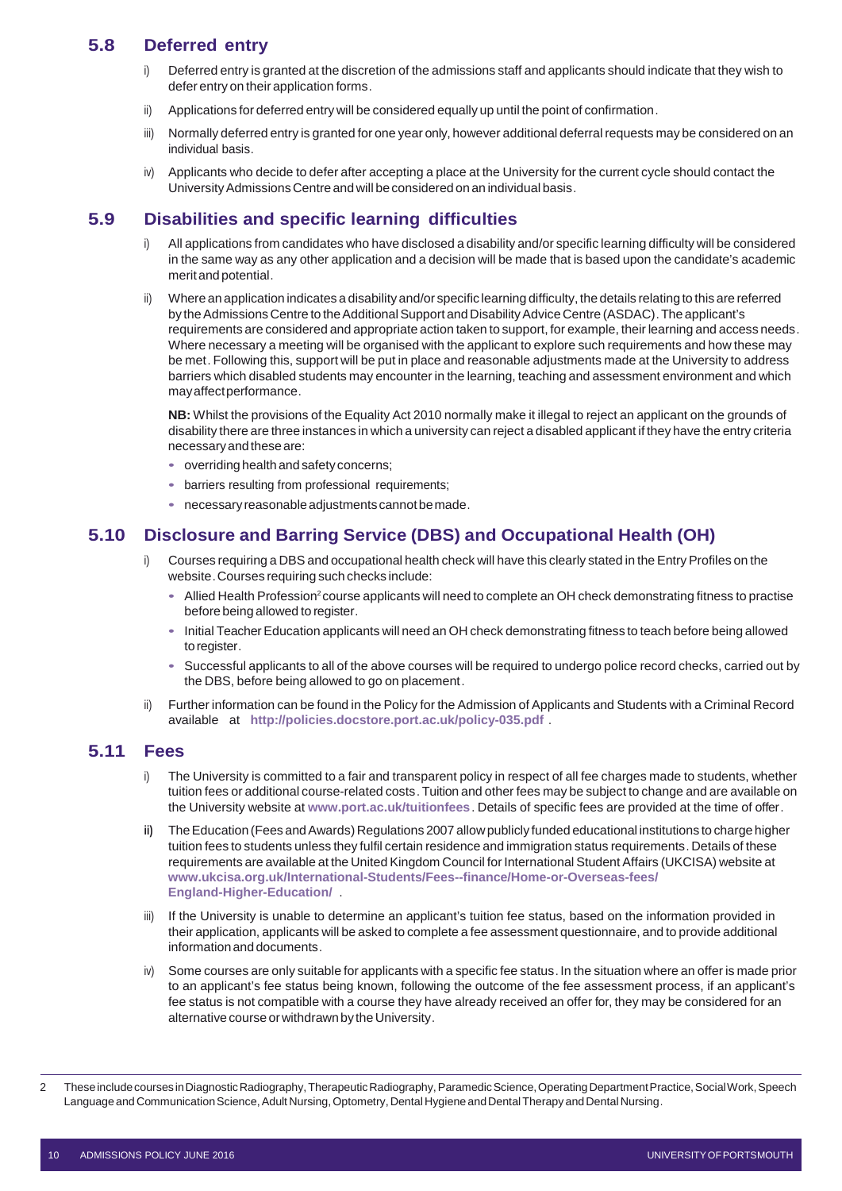## 5.8 Deferred entry

i) Deferred entry is granted at the discretion of the admissions staff and applicants should indicate that they wish to defer entry on their application forms.

ii) Applications for deferred entry will be considered equally up until the point of confirmation.

iii) Normally deferred entry is granted for one year only, however additional deferral requests may be considered on an individual basis.

iv) Applicants who decide to defer after accepting a place at the University for the current cycle should contact the University Admissions Centre and will be considered on an individual basis.

## 5.9 Disabilities and specific learning difficulties

i) All applications from candidates who have disclosed a disability and/or specific learning difficulty will be considered in the same way as any other application and a decision will be made that is based upon the candidate's academic merit and potential.

ii) Where an application indicates a disability and/or specific learning difficulty, the details relating to this are referred by the Admissions Centre to the Additional Support and Disability Advice Centre (ASDAC). The applicant's requirements are considered and appropriate action taken to support, for example, their learning and access needs. Where necessary a meeting will be organised with the applicant to explore such requirements and how these may be met. Following this, support will be put in place and reasonable adjustments made at the University to address barriers which disabled students may encounter in the learning, teaching and assessment environment and which may affect performance.

**NB:** Whilst the provisions of the Equality Act 2010 normally make it illegal to reject an applicant on the grounds of disability there are three instances in which a university can reject a disabled applicant if they have the entry criteria necessary and these are:

- overriding health and safety concerns;
- barriers resulting from professional requirements;
- necessary reasonable adjustments cannot be made.

## 5.10 Disclosure and Barring Service (DBS) and Occupational Health (OH)

i) Courses requiring a DBS and occupational health check will have this clearly stated in the Entry Profiles on the website. Courses requiring such checks include:

- Allied Health Profession[2] course applicants will need to complete an OH check demonstrating fitness to practise before being allowed to register.
- Initial Teacher Education applicants will need an OH check demonstrating fitness to teach before being allowed to register.
- Successful applicants to all of the above courses will be required to undergo police record checks, carried out by the DBS, before being allowed to go on placement.

ii) Further information can be found in the Policy for the Admission of Applicants and Students with a Criminal Record available at **http://policies.docstore.port.ac.uk/policy-035.pdf** .

## 5.11 Fees

i) The University is committed to a fair and transparent policy in respect of all fee charges made to students, whether tuition fees or additional course-related costs. Tuition and other fees may be subject to change and are available on the University website at **www.port.ac.uk/tuitionfees**. Details of specific fees are provided at the time of offer.

ii) The Education (Fees and Awards) Regulations 2007 allow publicly funded educational institutions to charge higher tuition fees to students unless they fulfil certain residence and immigration status requirements. Details of these requirements are available at the United Kingdom Council for International Student Affairs (UKCISA) website at **www.ukcisa.org.uk/International-Students/Fees--finance/Home-or-Overseas-fees/England-Higher-Education/** .

iii) If the University is unable to determine an applicant's tuition fee status, based on the information provided in their application, applicants will be asked to complete a fee assessment questionnaire, and to provide additional information and documents.

iv) Some courses are only suitable for applicants with a specific fee status. In the situation where an offer is made prior to an applicant's fee status being known, following the outcome of the fee assessment process, if an applicant's fee status is not compatible with a course they have already received an offer for, they may be considered for an alternative course or withdrawn by the University.

---

2 These include courses in Diagnostic Radiography, Therapeutic Radiography, Paramedic Science, Operating Department Practice, Social Work, Speech Language and Communication Science, Adult Nursing, Optometry, Dental Hygiene and Dental Therapy and Dental Nursing.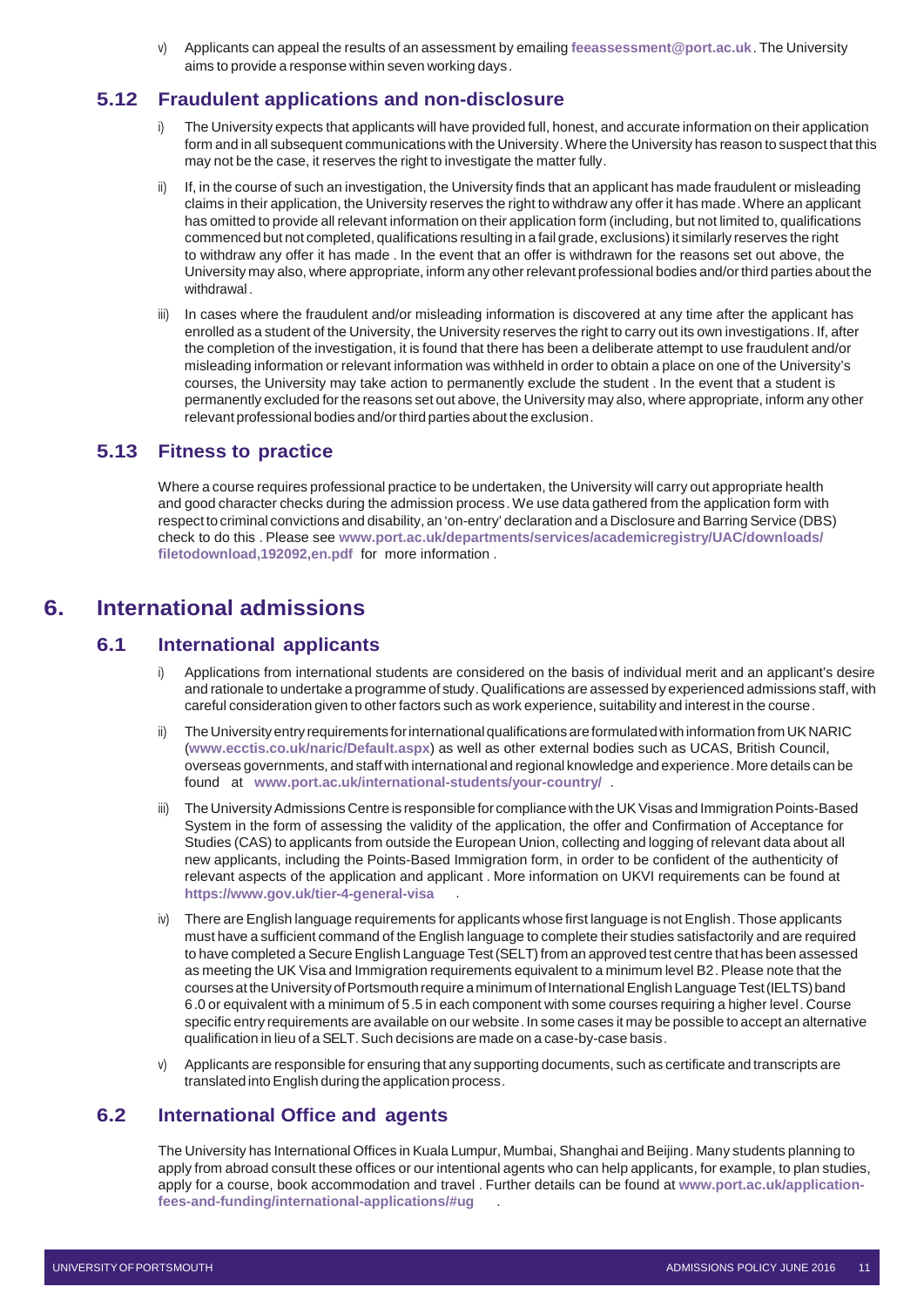v) Applicants can appeal the results of an assessment by emailing **feeassessment@port.ac.uk**. The University aims to provide a response within seven working days.

### 5.12 Fraudulent applications and non-disclosure

i) The University expects that applicants will have provided full, honest, and accurate information on their application form and in all subsequent communications with the University. Where the University has reason to suspect that this may not be the case, it reserves the right to investigate the matter fully.

ii) If, in the course of such an investigation, the University finds that an applicant has made fraudulent or misleading claims in their application, the University reserves the right to withdraw any offer it has made. Where an applicant has omitted to provide all relevant information on their application form (including, but not limited to, qualifications commenced but not completed, qualifications resulting in a fail grade, exclusions) it similarly reserves the right to withdraw any offer it has made . In the event that an offer is withdrawn for the reasons set out above, the University may also, where appropriate, inform any other relevant professional bodies and/or third parties about the withdrawal.

iii) In cases where the fraudulent and/or misleading information is discovered at any time after the applicant has enrolled as a student of the University, the University reserves the right to carry out its own investigations. If, after the completion of the investigation, it is found that there has been a deliberate attempt to use fraudulent and/or misleading information or relevant information was withheld in order to obtain a place on one of the University's courses, the University may take action to permanently exclude the student . In the event that a student is permanently excluded for the reasons set out above, the University may also, where appropriate, inform any other relevant professional bodies and/or third parties about the exclusion.

### 5.13 Fitness to practice

Where a course requires professional practice to be undertaken, the University will carry out appropriate health and good character checks during the admission process. We use data gathered from the application form with respect to criminal convictions and disability, an 'on-entry' declaration and a Disclosure and Barring Service (DBS) check to do this . Please see **www.port.ac.uk/departments/services/academicregistry/UAC/downloads/filetodownload,192092,en.pdf** for more information .

## 6. International admissions

### 6.1 International applicants

i) Applications from international students are considered on the basis of individual merit and an applicant's desire and rationale to undertake a programme of study. Qualifications are assessed by experienced admissions staff, with careful consideration given to other factors such as work experience, suitability and interest in the course.

ii) The University entry requirements for international qualifications are formulated with information from UK NARIC (**www.ecctis.co.uk/naric/Default.aspx**) as well as other external bodies such as UCAS, British Council, overseas governments, and staff with international and regional knowledge and experience. More details can be found at **www.port.ac.uk/international-students/your-country/** .

iii) The University Admissions Centre is responsible for compliance with the UK Visas and Immigration Points-Based System in the form of assessing the validity of the application, the offer and Confirmation of Acceptance for Studies (CAS) to applicants from outside the European Union, collecting and logging of relevant data about all new applicants, including the Points-Based Immigration form, in order to be confident of the authenticity of relevant aspects of the application and applicant . More information on UKVI requirements can be found at **https://www.gov.uk/tier-4-general-visa** .

iv) There are English language requirements for applicants whose first language is not English. Those applicants must have a sufficient command of the English language to complete their studies satisfactorily and are required to have completed a Secure English Language Test (SELT) from an approved test centre that has been assessed as meeting the UK Visa and Immigration requirements equivalent to a minimum level B2. Please note that the courses at the University of Portsmouth require a minimum of International English Language Test (IELTS) band 6.0 or equivalent with a minimum of 5.5 in each component with some courses requiring a higher level. Course specific entry requirements are available on our website. In some cases it may be possible to accept an alternative qualification in lieu of a SELT. Such decisions are made on a case-by-case basis.

v) Applicants are responsible for ensuring that any supporting documents, such as certificate and transcripts are translated into English during the application process.

### 6.2 International Office and agents

The University has International Offices in Kuala Lumpur, Mumbai, Shanghai and Beijing. Many students planning to apply from abroad consult these offices or our intentional agents who can help applicants, for example, to plan studies, apply for a course, book accommodation and travel . Further details can be found at **www.port.ac.uk/application-fees-and-funding/international-applications/#ug** .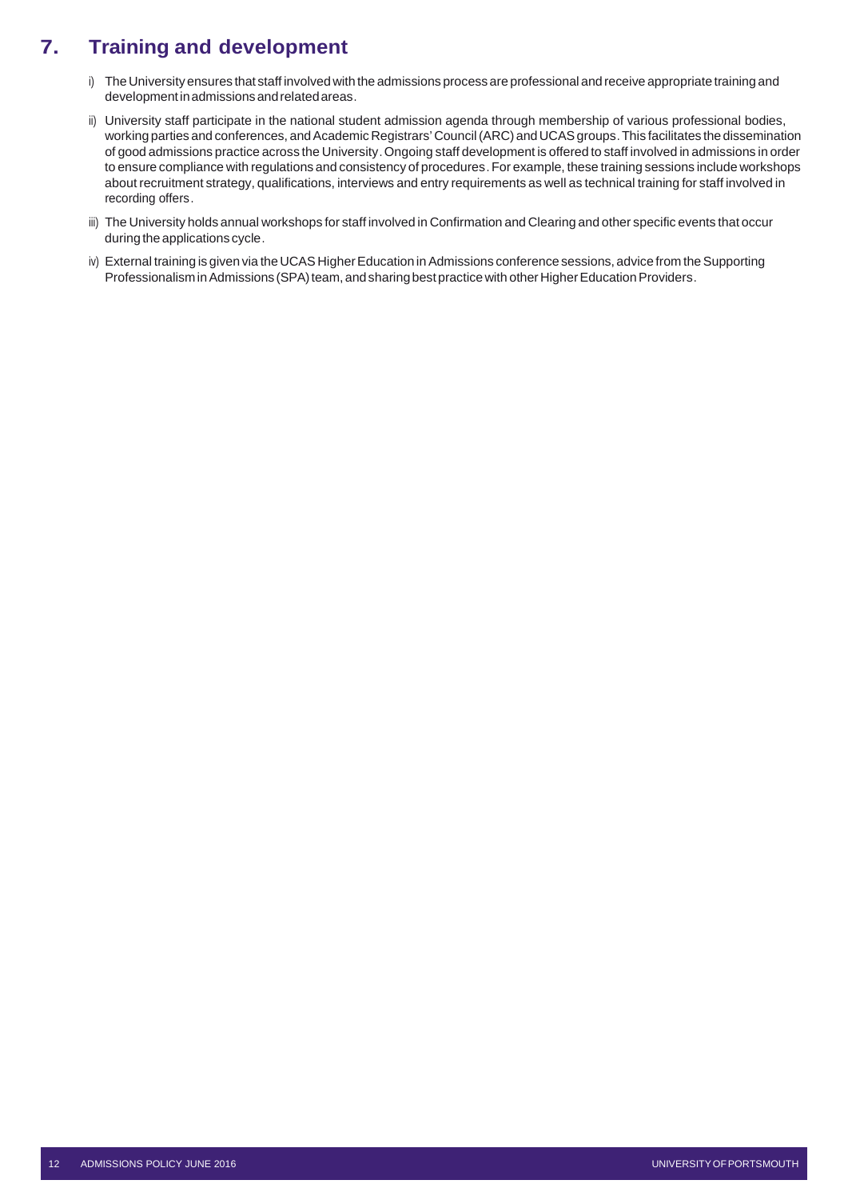## 7. Training and development

i) The University ensures that staff involved with the admissions process are professional and receive appropriate training and development in admissions and related areas.

ii) University staff participate in the national student admission agenda through membership of various professional bodies, working parties and conferences, and Academic Registrars' Council (ARC) and UCAS groups. This facilitates the dissemination of good admissions practice across the University. Ongoing staff development is offered to staff involved in admissions in order to ensure compliance with regulations and consistency of procedures. For example, these training sessions include workshops about recruitment strategy, qualifications, interviews and entry requirements as well as technical training for staff involved in recording offers.

iii) The University holds annual workshops for staff involved in Confirmation and Clearing and other specific events that occur during the applications cycle.

iv) External training is given via the UCAS Higher Education in Admissions conference sessions, advice from the Supporting Professionalism in Admissions (SPA) team, and sharing best practice with other Higher Education Providers.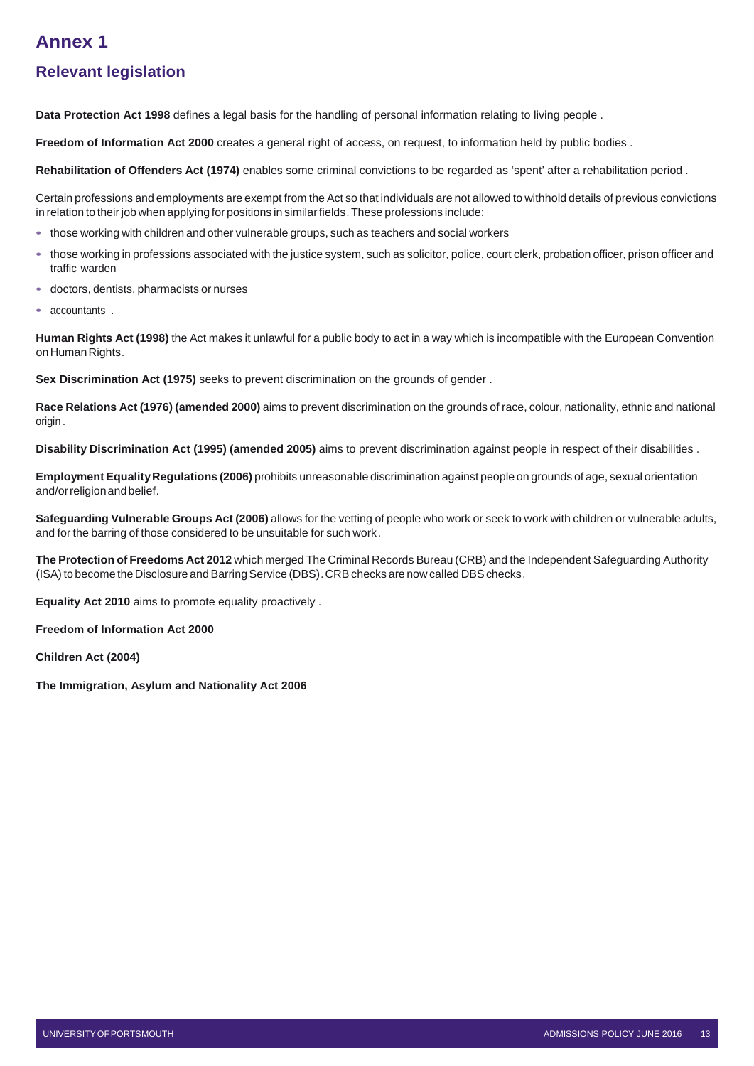# Annex 1

## Relevant legislation

**Data Protection Act 1998** defines a legal basis for the handling of personal information relating to living people .

**Freedom of Information Act 2000** creates a general right of access, on request, to information held by public bodies .

**Rehabilitation of Offenders Act (1974)** enables some criminal convictions to be regarded as 'spent' after a rehabilitation period .

Certain professions and employments are exempt from the Act so that individuals are not allowed to withhold details of previous convictions in relation to their job when applying for positions in similar fields. These professions include:

- those working with children and other vulnerable groups, such as teachers and social workers
- those working in professions associated with the justice system, such as solicitor, police, court clerk, probation officer, prison officer and traffic warden
- doctors, dentists, pharmacists or nurses
- accountants .

**Human Rights Act (1998)** the Act makes it unlawful for a public body to act in a way which is incompatible with the European Convention on Human Rights.

**Sex Discrimination Act (1975)** seeks to prevent discrimination on the grounds of gender .

**Race Relations Act (1976) (amended 2000)** aims to prevent discrimination on the grounds of race, colour, nationality, ethnic and national origin .

**Disability Discrimination Act (1995) (amended 2005)** aims to prevent discrimination against people in respect of their disabilities .

**Employment Equality Regulations (2006)** prohibits unreasonable discrimination against people on grounds of age, sexual orientation and/or religion and belief.

**Safeguarding Vulnerable Groups Act (2006)** allows for the vetting of people who work or seek to work with children or vulnerable adults, and for the barring of those considered to be unsuitable for such work.

**The Protection of Freedoms Act 2012** which merged The Criminal Records Bureau (CRB) and the Independent Safeguarding Authority (ISA) to become the Disclosure and Barring Service (DBS). CRB checks are now called DBS checks.

**Equality Act 2010** aims to promote equality proactively .

**Freedom of Information Act 2000**

**Children Act (2004)**

**The Immigration, Asylum and Nationality Act 2006**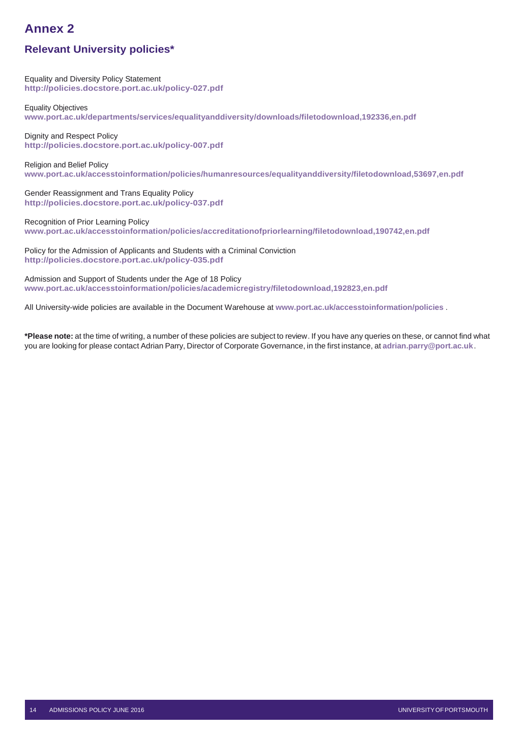# Annex 2

## Relevant University policies*

Equality and Diversity Policy Statement
**http://policies.docstore.port.ac.uk/policy-027.pdf**

Equality Objectives
**www.port.ac.uk/departments/services/equalityanddiversity/downloads/filetodownload,192336,en.pdf**

Dignity and Respect Policy
**http://policies.docstore.port.ac.uk/policy-007.pdf**

Religion and Belief Policy
**www.port.ac.uk/accesstoinformation/policies/humanresources/equalityanddiversity/filetodownload,53697,en.pdf**

Gender Reassignment and Trans Equality Policy
**http://policies.docstore.port.ac.uk/policy-037.pdf**

Recognition of Prior Learning Policy
**www.port.ac.uk/accesstoinformation/policies/accreditationofpriorlearning/filetodownload,190742,en.pdf**

Policy for the Admission of Applicants and Students with a Criminal Conviction
**http://policies.docstore.port.ac.uk/policy-035.pdf**

Admission and Support of Students under the Age of 18 Policy
**www.port.ac.uk/accesstoinformation/policies/academicregistry/filetodownload,192823,en.pdf**

All University-wide policies are available in the Document Warehouse at **www.port.ac.uk/accesstoinformation/policies** .

**\*Please note:** at the time of writing, a number of these policies are subject to review. If you have any queries on these, or cannot find what you are looking for please contact Adrian Parry, Director of Corporate Governance, in the first instance, at **adrian.parry@port.ac.uk**.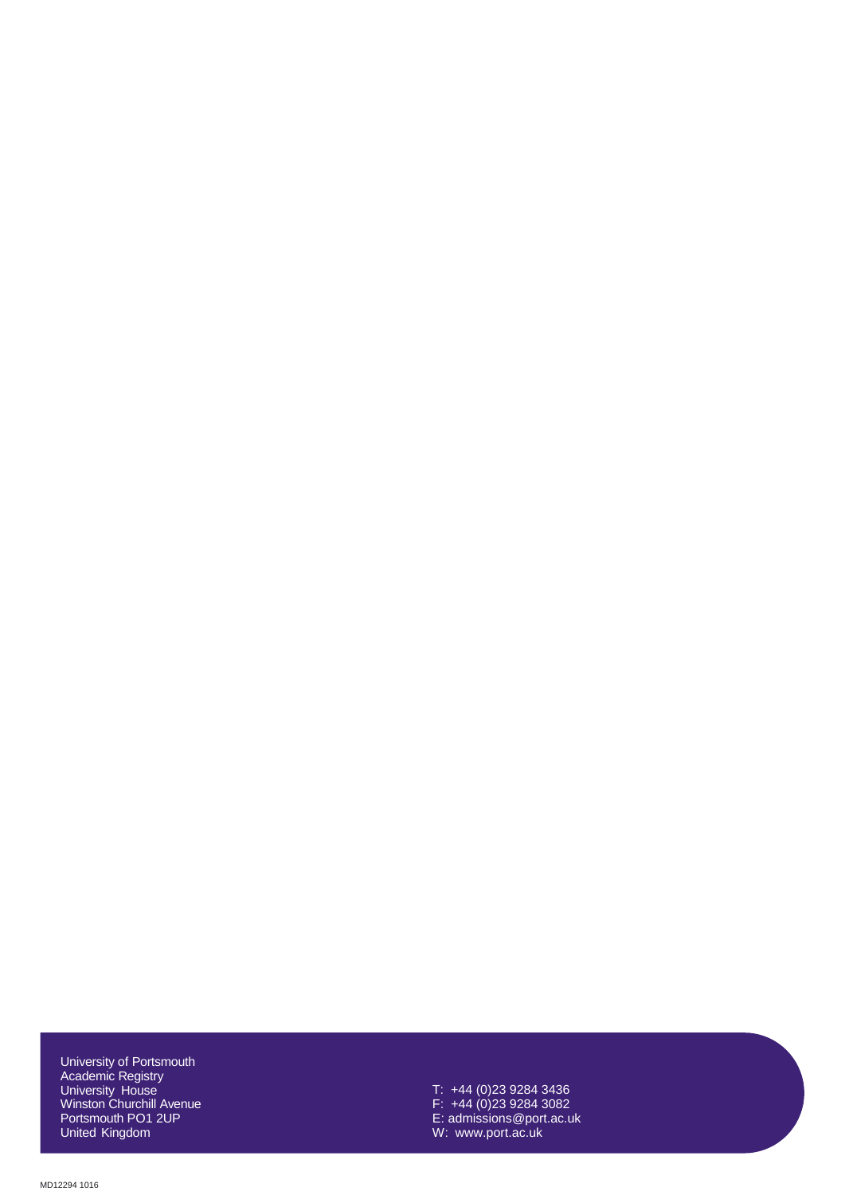University of Portsmouth
Academic Registry
University House
Winston Churchill Avenue
Portsmouth PO1 2UP
United Kingdom

T: +44 (0)23 9284 3436
F: +44 (0)23 9284 3082
E: admissions@port.ac.uk
W: www.port.ac.uk

MD12294 1016